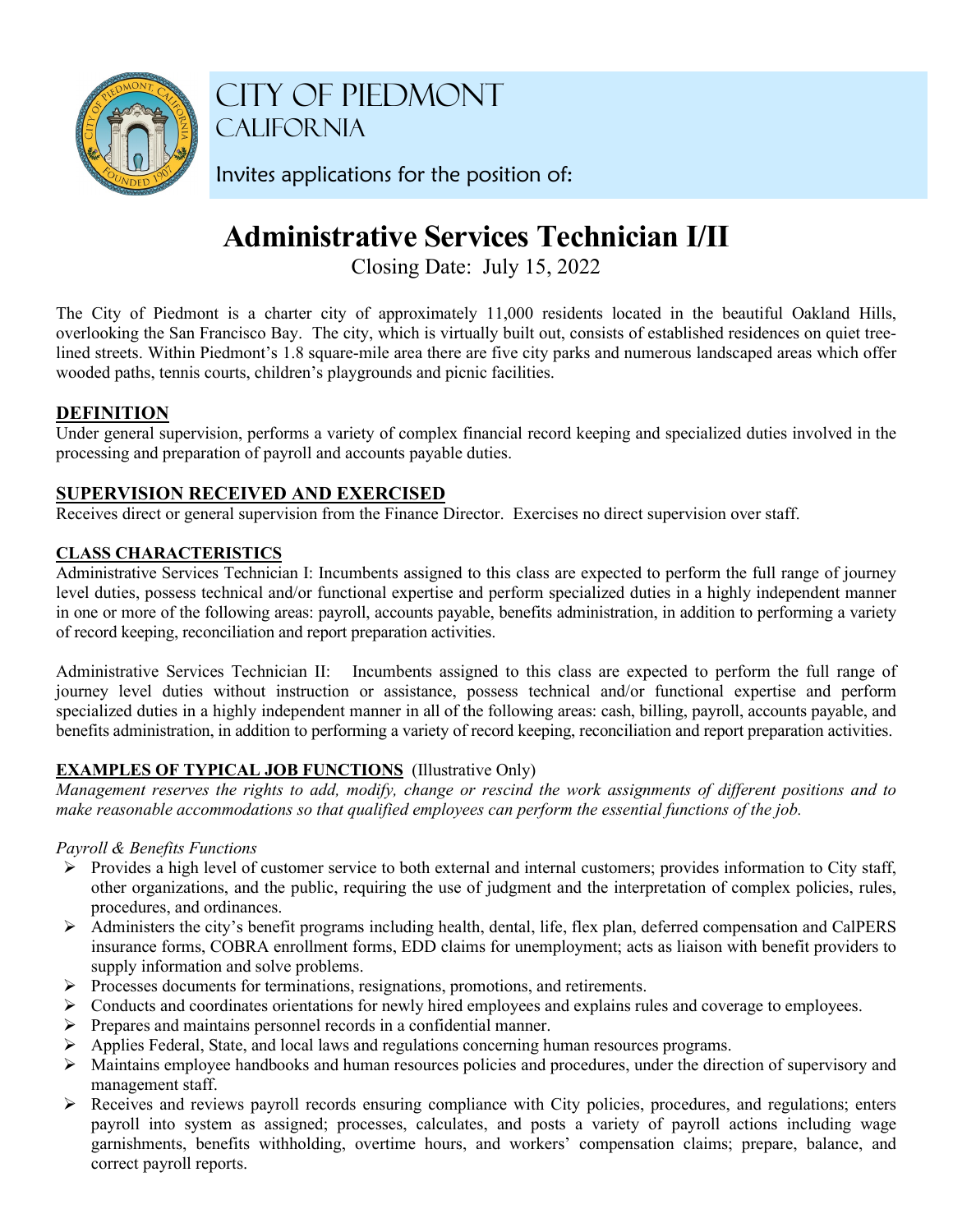# CITY OF PIEDMONT
## CALIFORNIA

Invites applications for the position of:

# Administrative Services Technician I/II

Closing Date: July 15, 2022

The City of Piedmont is a charter city of approximately 11,000 residents located in the beautiful Oakland Hills, overlooking the San Francisco Bay. The city, which is virtually built out, consists of established residences on quiet tree-lined streets. Within Piedmont's 1.8 square-mile area there are five city parks and numerous landscaped areas which offer wooded paths, tennis courts, children's playgrounds and picnic facilities.

## DEFINITION

Under general supervision, performs a variety of complex financial record keeping and specialized duties involved in the processing and preparation of payroll and accounts payable duties.

## SUPERVISION RECEIVED AND EXERCISED

Receives direct or general supervision from the Finance Director. Exercises no direct supervision over staff.

## CLASS CHARACTERISTICS

Administrative Services Technician I: Incumbents assigned to this class are expected to perform the full range of journey level duties, possess technical and/or functional expertise and perform specialized duties in a highly independent manner in one or more of the following areas: payroll, accounts payable, benefits administration, in addition to performing a variety of record keeping, reconciliation and report preparation activities.

Administrative Services Technician II: Incumbents assigned to this class are expected to perform the full range of journey level duties without instruction or assistance, possess technical and/or functional expertise and perform specialized duties in a highly independent manner in all of the following areas: cash, billing, payroll, accounts payable, and benefits administration, in addition to performing a variety of record keeping, reconciliation and report preparation activities.

## EXAMPLES OF TYPICAL JOB FUNCTIONS (Illustrative Only)

*Management reserves the rights to add, modify, change or rescind the work assignments of different positions and to make reasonable accommodations so that qualified employees can perform the essential functions of the job.*

*Payroll & Benefits Functions*

- Provides a high level of customer service to both external and internal customers; provides information to City staff, other organizations, and the public, requiring the use of judgment and the interpretation of complex policies, rules, procedures, and ordinances.
- Administers the city's benefit programs including health, dental, life, flex plan, deferred compensation and CalPERS insurance forms, COBRA enrollment forms, EDD claims for unemployment; acts as liaison with benefit providers to supply information and solve problems.
- Processes documents for terminations, resignations, promotions, and retirements.
- Conducts and coordinates orientations for newly hired employees and explains rules and coverage to employees.
- Prepares and maintains personnel records in a confidential manner.
- Applies Federal, State, and local laws and regulations concerning human resources programs.
- Maintains employee handbooks and human resources policies and procedures, under the direction of supervisory and management staff.
- Receives and reviews payroll records ensuring compliance with City policies, procedures, and regulations; enters payroll into system as assigned; processes, calculates, and posts a variety of payroll actions including wage garnishments, benefits withholding, overtime hours, and workers' compensation claims; prepare, balance, and correct payroll reports.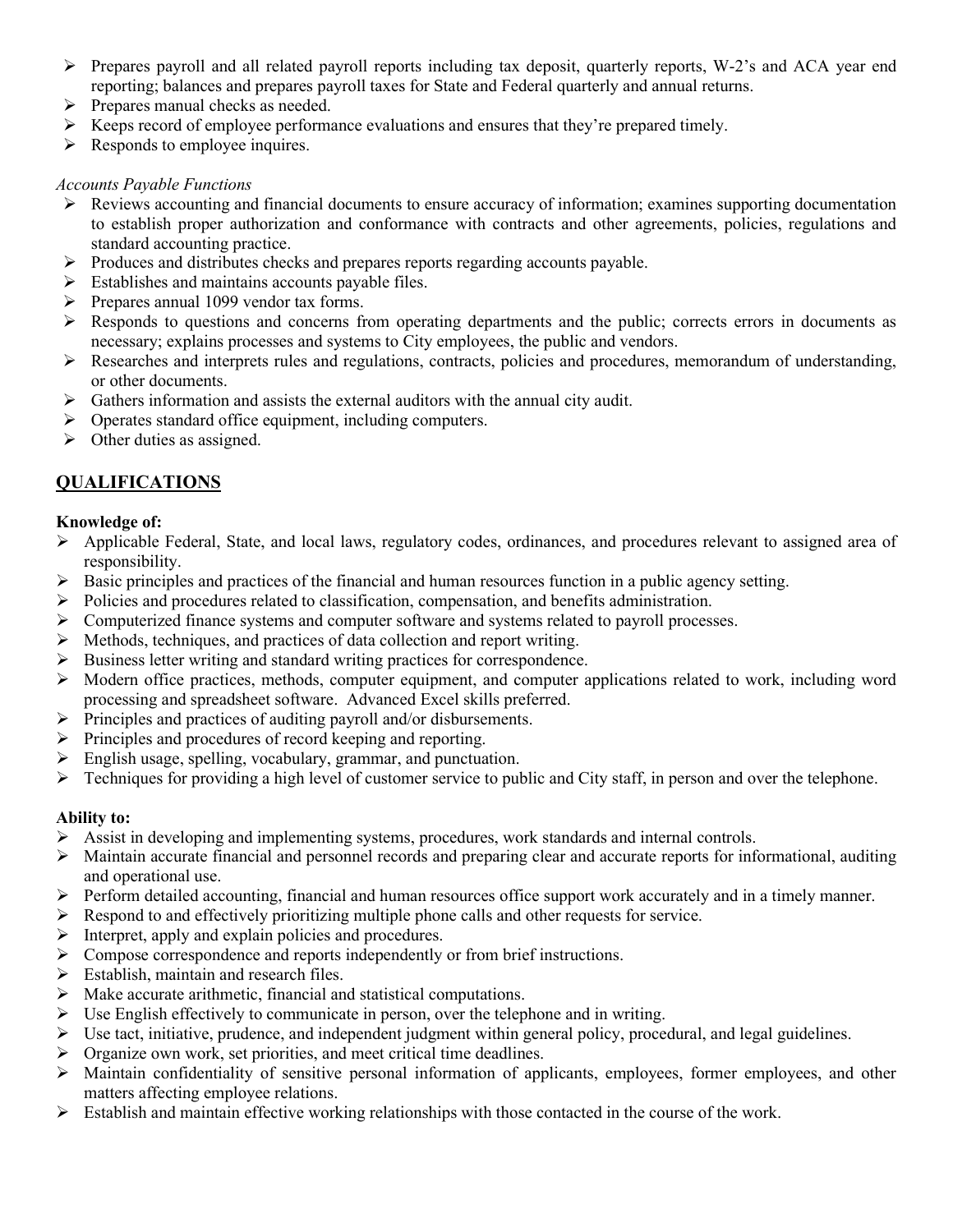- Prepares payroll and all related payroll reports including tax deposit, quarterly reports, W-2's and ACA year end reporting; balances and prepares payroll taxes for State and Federal quarterly and annual returns.
- Prepares manual checks as needed.
- Keeps record of employee performance evaluations and ensures that they're prepared timely.
- Responds to employee inquires.

*Accounts Payable Functions*

- Reviews accounting and financial documents to ensure accuracy of information; examines supporting documentation to establish proper authorization and conformance with contracts and other agreements, policies, regulations and standard accounting practice.
- Produces and distributes checks and prepares reports regarding accounts payable.
- Establishes and maintains accounts payable files.
- Prepares annual 1099 vendor tax forms.
- Responds to questions and concerns from operating departments and the public; corrects errors in documents as necessary; explains processes and systems to City employees, the public and vendors.
- Researches and interprets rules and regulations, contracts, policies and procedures, memorandum of understanding, or other documents.
- Gathers information and assists the external auditors with the annual city audit.
- Operates standard office equipment, including computers.
- Other duties as assigned.

## QUALIFICATIONS

**Knowledge of:**

- Applicable Federal, State, and local laws, regulatory codes, ordinances, and procedures relevant to assigned area of responsibility.
- Basic principles and practices of the financial and human resources function in a public agency setting.
- Policies and procedures related to classification, compensation, and benefits administration.
- Computerized finance systems and computer software and systems related to payroll processes.
- Methods, techniques, and practices of data collection and report writing.
- Business letter writing and standard writing practices for correspondence.
- Modern office practices, methods, computer equipment, and computer applications related to work, including word processing and spreadsheet software. Advanced Excel skills preferred.
- Principles and practices of auditing payroll and/or disbursements.
- Principles and procedures of record keeping and reporting.
- English usage, spelling, vocabulary, grammar, and punctuation.
- Techniques for providing a high level of customer service to public and City staff, in person and over the telephone.

**Ability to:**

- Assist in developing and implementing systems, procedures, work standards and internal controls.
- Maintain accurate financial and personnel records and preparing clear and accurate reports for informational, auditing and operational use.
- Perform detailed accounting, financial and human resources office support work accurately and in a timely manner.
- Respond to and effectively prioritizing multiple phone calls and other requests for service.
- Interpret, apply and explain policies and procedures.
- Compose correspondence and reports independently or from brief instructions.
- Establish, maintain and research files.
- Make accurate arithmetic, financial and statistical computations.
- Use English effectively to communicate in person, over the telephone and in writing.
- Use tact, initiative, prudence, and independent judgment within general policy, procedural, and legal guidelines.
- Organize own work, set priorities, and meet critical time deadlines.
- Maintain confidentiality of sensitive personal information of applicants, employees, former employees, and other matters affecting employee relations.
- Establish and maintain effective working relationships with those contacted in the course of the work.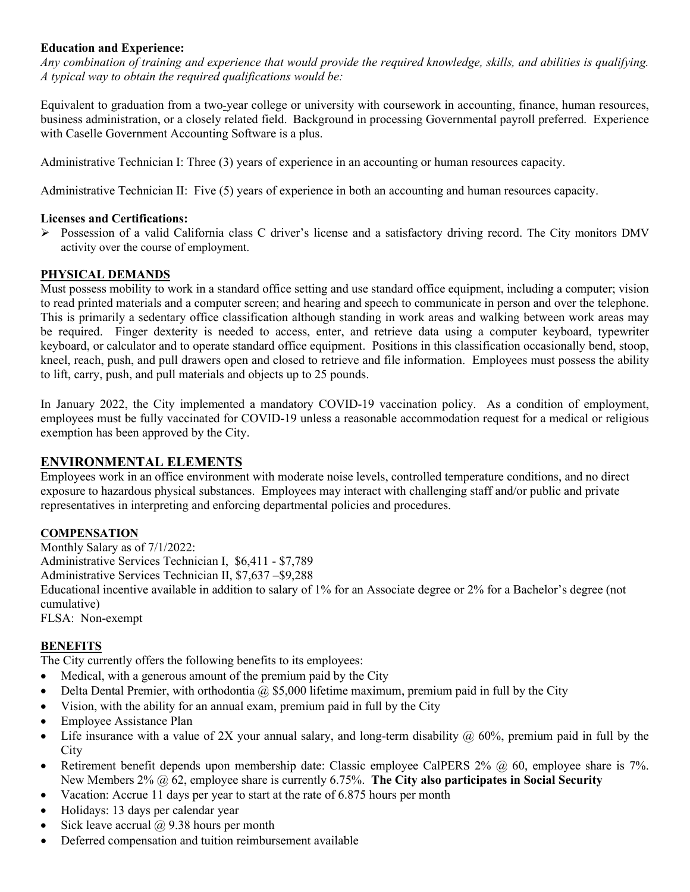**Education and Experience:**

*Any combination of training and experience that would provide the required knowledge, skills, and abilities is qualifying. A typical way to obtain the required qualifications would be:*

Equivalent to graduation from a two-year college or university with coursework in accounting, finance, human resources, business administration, or a closely related field. Background in processing Governmental payroll preferred. Experience with Caselle Government Accounting Software is a plus.

Administrative Technician I: Three (3) years of experience in an accounting or human resources capacity.

Administrative Technician II: Five (5) years of experience in both an accounting and human resources capacity.

**Licenses and Certifications:**

- Possession of a valid California class C driver's license and a satisfactory driving record. The City monitors DMV activity over the course of employment.

## PHYSICAL DEMANDS

Must possess mobility to work in a standard office setting and use standard office equipment, including a computer; vision to read printed materials and a computer screen; and hearing and speech to communicate in person and over the telephone. This is primarily a sedentary office classification although standing in work areas and walking between work areas may be required. Finger dexterity is needed to access, enter, and retrieve data using a computer keyboard, typewriter keyboard, or calculator and to operate standard office equipment. Positions in this classification occasionally bend, stoop, kneel, reach, push, and pull drawers open and closed to retrieve and file information. Employees must possess the ability to lift, carry, push, and pull materials and objects up to 25 pounds.

In January 2022, the City implemented a mandatory COVID-19 vaccination policy. As a condition of employment, employees must be fully vaccinated for COVID-19 unless a reasonable accommodation request for a medical or religious exemption has been approved by the City.

## ENVIRONMENTAL ELEMENTS

Employees work in an office environment with moderate noise levels, controlled temperature conditions, and no direct exposure to hazardous physical substances. Employees may interact with challenging staff and/or public and private representatives in interpreting and enforcing departmental policies and procedures.

## COMPENSATION

Monthly Salary as of 7/1/2022:
Administrative Services Technician I, $6,411 - $7,789
Administrative Services Technician II, $7,637 –$9,288
Educational incentive available in addition to salary of 1% for an Associate degree or 2% for a Bachelor's degree (not cumulative)
FLSA: Non-exempt

## BENEFITS

The City currently offers the following benefits to its employees:

- Medical, with a generous amount of the premium paid by the City
- Delta Dental Premier, with orthodontia @ $5,000 lifetime maximum, premium paid in full by the City
- Vision, with the ability for an annual exam, premium paid in full by the City
- Employee Assistance Plan
- Life insurance with a value of 2X your annual salary, and long-term disability @ 60%, premium paid in full by the City
- Retirement benefit depends upon membership date: Classic employee CalPERS 2% @ 60, employee share is 7%. New Members 2% @ 62, employee share is currently 6.75%. **The City also participates in Social Security**
- Vacation: Accrue 11 days per year to start at the rate of 6.875 hours per month
- Holidays: 13 days per calendar year
- Sick leave accrual @ 9.38 hours per month
- Deferred compensation and tuition reimbursement available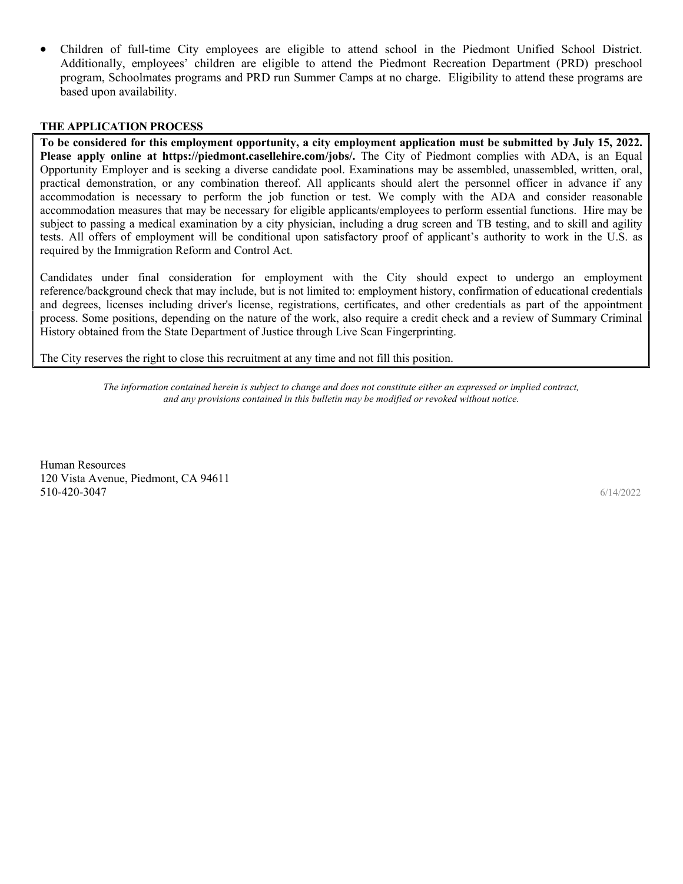- Children of full-time City employees are eligible to attend school in the Piedmont Unified School District. Additionally, employees' children are eligible to attend the Piedmont Recreation Department (PRD) preschool program, Schoolmates programs and PRD run Summer Camps at no charge. Eligibility to attend these programs are based upon availability.

**THE APPLICATION PROCESS**

**To be considered for this employment opportunity, a city employment application must be submitted by July 15, 2022. Please apply online at https://piedmont.casellehire.com/jobs/.** The City of Piedmont complies with ADA, is an Equal Opportunity Employer and is seeking a diverse candidate pool. Examinations may be assembled, unassembled, written, oral, practical demonstration, or any combination thereof. All applicants should alert the personnel officer in advance if any accommodation is necessary to perform the job function or test. We comply with the ADA and consider reasonable accommodation measures that may be necessary for eligible applicants/employees to perform essential functions. Hire may be subject to passing a medical examination by a city physician, including a drug screen and TB testing, and to skill and agility tests. All offers of employment will be conditional upon satisfactory proof of applicant's authority to work in the U.S. as required by the Immigration Reform and Control Act.

Candidates under final consideration for employment with the City should expect to undergo an employment reference/background check that may include, but is not limited to: employment history, confirmation of educational credentials and degrees, licenses including driver's license, registrations, certificates, and other credentials as part of the appointment process. Some positions, depending on the nature of the work, also require a credit check and a review of Summary Criminal History obtained from the State Department of Justice through Live Scan Fingerprinting.

The City reserves the right to close this recruitment at any time and not fill this position.

*The information contained herein is subject to change and does not constitute either an expressed or implied contract, and any provisions contained in this bulletin may be modified or revoked without notice.*

Human Resources
120 Vista Avenue, Piedmont, CA 94611
510-420-3047

6/14/2022